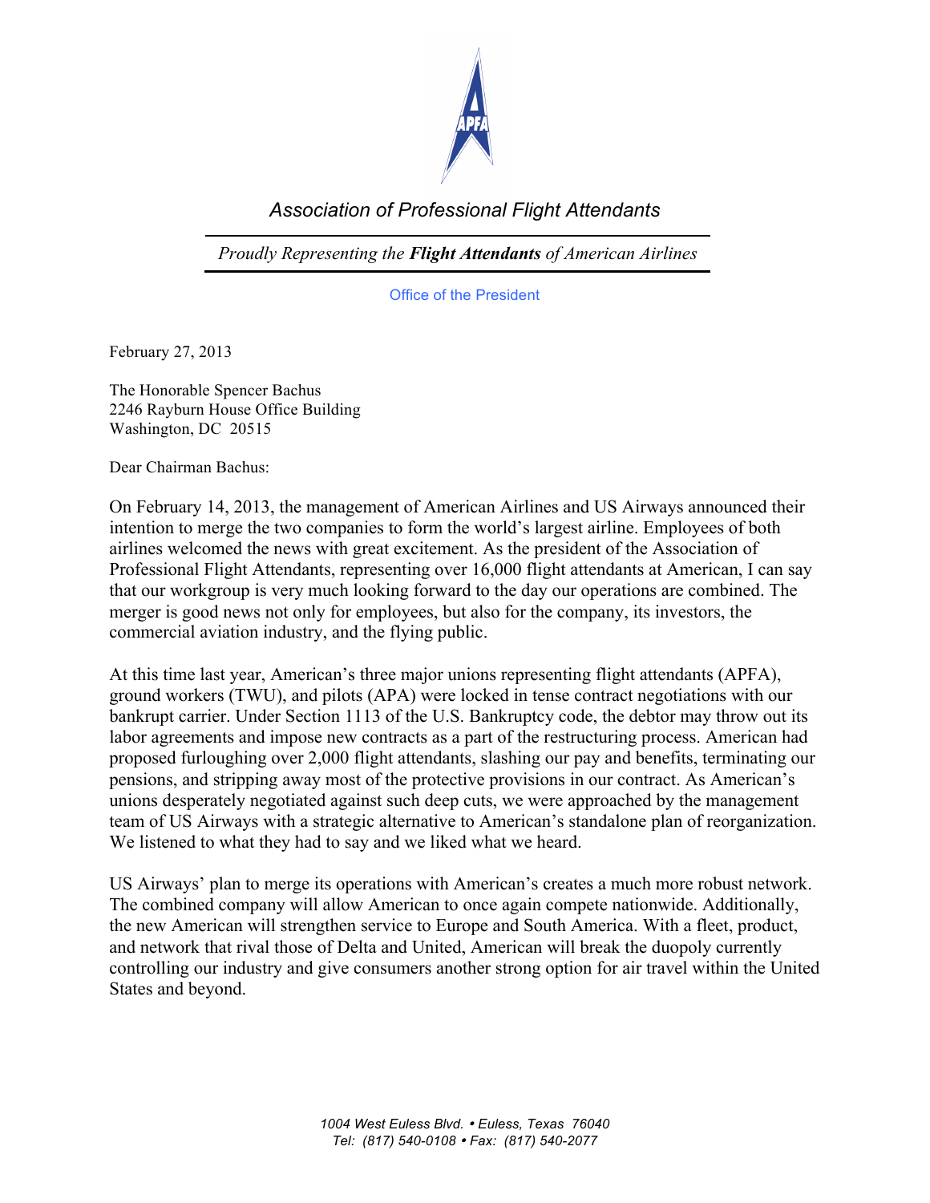APFA

*Association of Professional Flight Attendants*

*Proudly Representing the **Flight Attendants** of American Airlines*

Office of the President

February 27, 2013

The Honorable Spencer Bachus
2246 Rayburn House Office Building
Washington, DC 20515

Dear Chairman Bachus:

On February 14, 2013, the management of American Airlines and US Airways announced their intention to merge the two companies to form the world's largest airline. Employees of both airlines welcomed the news with great excitement. As the president of the Association of Professional Flight Attendants, representing over 16,000 flight attendants at American, I can say that our workgroup is very much looking forward to the day our operations are combined. The merger is good news not only for employees, but also for the company, its investors, the commercial aviation industry, and the flying public.

At this time last year, American's three major unions representing flight attendants (APFA), ground workers (TWU), and pilots (APA) were locked in tense contract negotiations with our bankrupt carrier. Under Section 1113 of the U.S. Bankruptcy code, the debtor may throw out its labor agreements and impose new contracts as a part of the restructuring process. American had proposed furloughing over 2,000 flight attendants, slashing our pay and benefits, terminating our pensions, and stripping away most of the protective provisions in our contract. As American's unions desperately negotiated against such deep cuts, we were approached by the management team of US Airways with a strategic alternative to American's standalone plan of reorganization. We listened to what they had to say and we liked what we heard.

US Airways' plan to merge its operations with American's creates a much more robust network. The combined company will allow American to once again compete nationwide. Additionally, the new American will strengthen service to Europe and South America. With a fleet, product, and network that rival those of Delta and United, American will break the duopoly currently controlling our industry and give consumers another strong option for air travel within the United States and beyond.

*1004 West Euless Blvd. • Euless, Texas 76040*
*Tel: (817) 540-0108 • Fax: (817) 540-2077*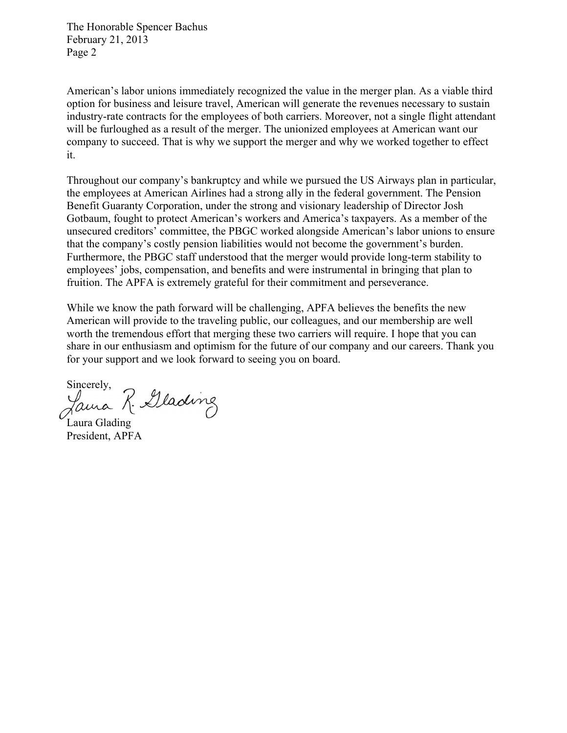American's labor unions immediately recognized the value in the merger plan. As a viable third option for business and leisure travel, American will generate the revenues necessary to sustain industry-rate contracts for the employees of both carriers. Moreover, not a single flight attendant will be furloughed as a result of the merger. The unionized employees at American want our company to succeed. That is why we support the merger and why we worked together to effect it.

Throughout our company's bankruptcy and while we pursued the US Airways plan in particular, the employees at American Airlines had a strong ally in the federal government. The Pension Benefit Guaranty Corporation, under the strong and visionary leadership of Director Josh Gotbaum, fought to protect American's workers and America's taxpayers. As a member of the unsecured creditors' committee, the PBGC worked alongside American's labor unions to ensure that the company's costly pension liabilities would not become the government's burden. Furthermore, the PBGC staff understood that the merger would provide long-term stability to employees' jobs, compensation, and benefits and were instrumental in bringing that plan to fruition. The APFA is extremely grateful for their commitment and perseverance.

While we know the path forward will be challenging, APFA believes the benefits the new American will provide to the traveling public, our colleagues, and our membership are well worth the tremendous effort that merging these two carriers will require. I hope that you can share in our enthusiasm and optimism for the future of our company and our careers. Thank you for your support and we look forward to seeing you on board.

Sincerely,

Laura R. Glading

Laura Glading
President, APFA